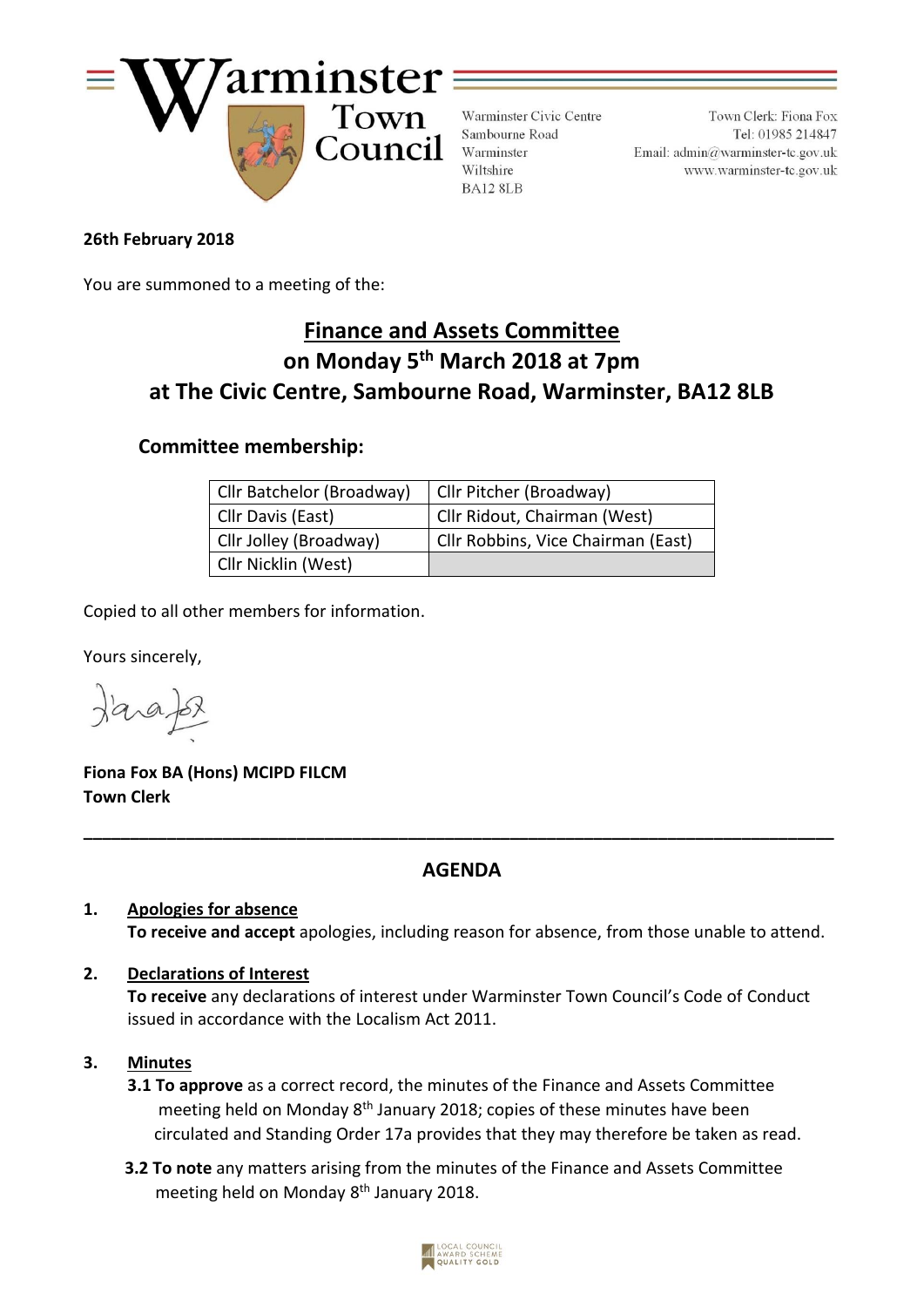# Warminster Town Council

Warminster Civic Centre
Sambourne Road
Warminster
Wiltshire
BA12 8LB

Town Clerk: Fiona Fox
Tel: 01985 214847
Email: admin@warminster-tc.gov.uk
www.warminster-tc.gov.uk

**26th February 2018**

You are summoned to a meeting of the:

## Finance and Assets Committee
## on Monday 5th March 2018 at 7pm
## at The Civic Centre, Sambourne Road, Warminster, BA12 8LB

### Committee membership:

| | |
|---|---|
| Cllr Batchelor (Broadway) | Cllr Pitcher (Broadway) |
| Cllr Davis (East) | Cllr Ridout, Chairman (West) |
| Cllr Jolley (Broadway) | Cllr Robbins, Vice Chairman (East) |
| Cllr Nicklin (West) | |

Copied to all other members for information.

Yours sincerely,

**Fiona Fox BA (Hons) MCIPD FILCM**
**Town Clerk**

---

## AGENDA

**1. Apologies for absence**
**To receive and accept** apologies, including reason for absence, from those unable to attend.

**2. Declarations of Interest**
**To receive** any declarations of interest under Warminster Town Council's Code of Conduct issued in accordance with the Localism Act 2011.

**3. Minutes**

**3.1 To approve** as a correct record, the minutes of the Finance and Assets Committee meeting held on Monday 8th January 2018; copies of these minutes have been circulated and Standing Order 17a provides that they may therefore be taken as read.

**3.2 To note** any matters arising from the minutes of the Finance and Assets Committee meeting held on Monday 8th January 2018.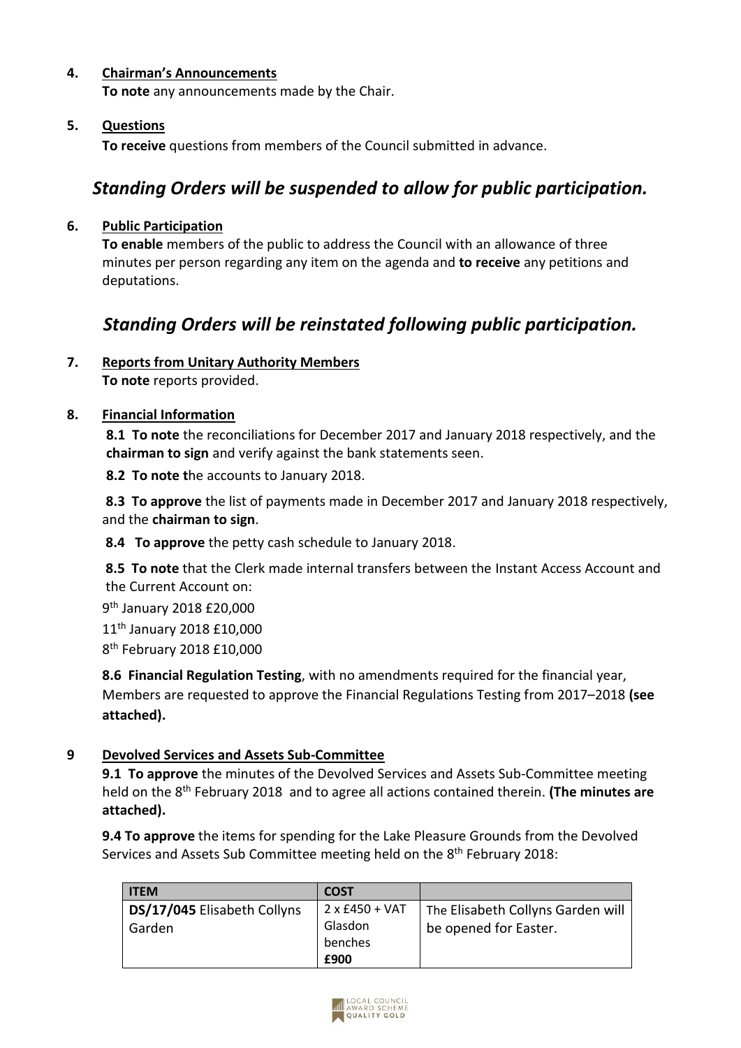**4. Chairman's Announcements**

**To note** any announcements made by the Chair.

**5. Questions**

**To receive** questions from members of the Council submitted in advance.

## *Standing Orders will be suspended to allow for public participation.*

**6. Public Participation**

**To enable** members of the public to address the Council with an allowance of three minutes per person regarding any item on the agenda and **to receive** any petitions and deputations.

## *Standing Orders will be reinstated following public participation.*

**7. Reports from Unitary Authority Members**

**To note** reports provided.

**8. Financial Information**

**8.1 To note** the reconciliations for December 2017 and January 2018 respectively, and the **chairman to sign** and verify against the bank statements seen.

**8.2 To note t**he accounts to January 2018.

**8.3 To approve** the list of payments made in December 2017 and January 2018 respectively, and the **chairman to sign**.

**8.4 To approve** the petty cash schedule to January 2018.

**8.5 To note** that the Clerk made internal transfers between the Instant Access Account and the Current Account on:

9th January 2018 £20,000

11th January 2018 £10,000

8th February 2018 £10,000

**8.6 Financial Regulation Testing**, with no amendments required for the financial year, Members are requested to approve the Financial Regulations Testing from 2017–2018 **(see attached).**

**9 Devolved Services and Assets Sub-Committee**

**9.1 To approve** the minutes of the Devolved Services and Assets Sub-Committee meeting held on the 8th February 2018 and to agree all actions contained therein. **(The minutes are attached).**

**9.4 To approve** the items for spending for the Lake Pleasure Grounds from the Devolved Services and Assets Sub Committee meeting held on the 8th February 2018:

| ITEM | COST | |
|---|---|---|
| **DS/17/045** Elisabeth Collyns Garden | 2 x £450 + VAT Glasdon benches **£900** | The Elisabeth Collyns Garden will be opened for Easter. |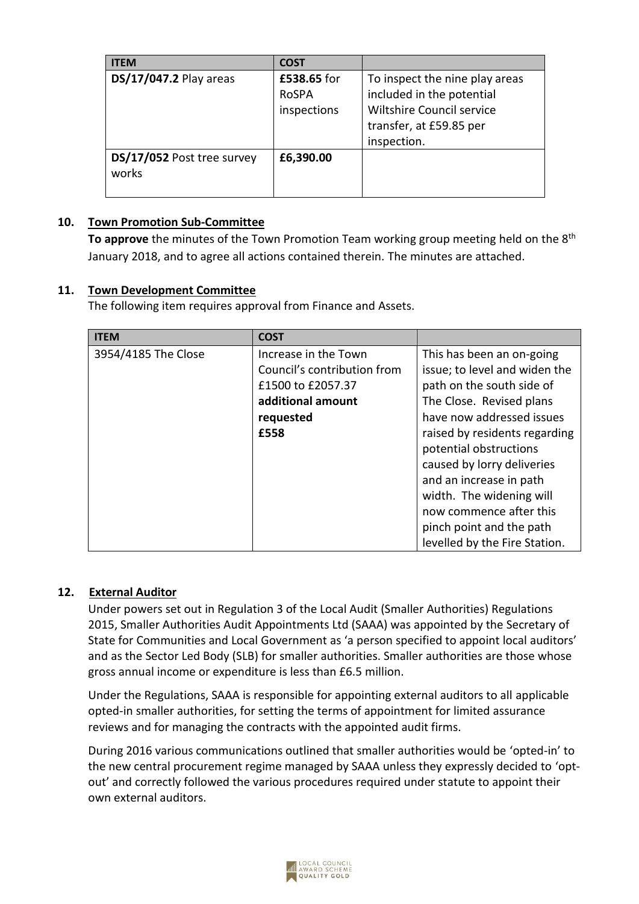| ITEM | COST | |
|---|---|---|
| **DS/17/047.2** Play areas | **£538.65** for RoSPA inspections | To inspect the nine play areas included in the potential Wiltshire Council service transfer, at £59.85 per inspection. |
| **DS/17/052** Post tree survey works | **£6,390.00** | |

## 10. Town Promotion Sub-Committee

**To approve** the minutes of the Town Promotion Team working group meeting held on the 8th January 2018, and to agree all actions contained therein. The minutes are attached.

## 11. Town Development Committee

The following item requires approval from Finance and Assets.

| ITEM | COST | |
|---|---|---|
| 3954/4185 The Close | Increase in the Town Council's contribution from £1500 to £2057.37 **additional amount requested £558** | This has been an on-going issue; to level and widen the path on the south side of The Close. Revised plans have now addressed issues raised by residents regarding potential obstructions caused by lorry deliveries and an increase in path width. The widening will now commence after this pinch point and the path levelled by the Fire Station. |

## 12. External Auditor

Under powers set out in Regulation 3 of the Local Audit (Smaller Authorities) Regulations 2015, Smaller Authorities Audit Appointments Ltd (SAAA) was appointed by the Secretary of State for Communities and Local Government as 'a person specified to appoint local auditors' and as the Sector Led Body (SLB) for smaller authorities. Smaller authorities are those whose gross annual income or expenditure is less than £6.5 million.

Under the Regulations, SAAA is responsible for appointing external auditors to all applicable opted-in smaller authorities, for setting the terms of appointment for limited assurance reviews and for managing the contracts with the appointed audit firms.

During 2016 various communications outlined that smaller authorities would be 'opted-in' to the new central procurement regime managed by SAAA unless they expressly decided to 'opt-out' and correctly followed the various procedures required under statute to appoint their own external auditors.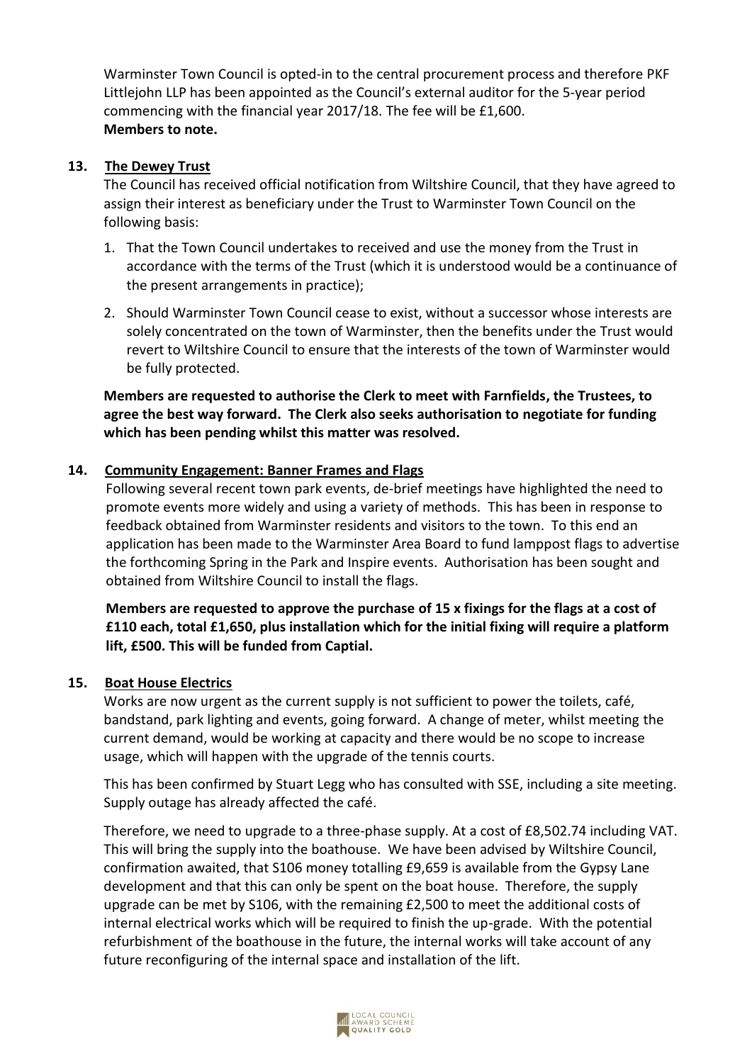Warminster Town Council is opted-in to the central procurement process and therefore PKF Littlejohn LLP has been appointed as the Council's external auditor for the 5-year period commencing with the financial year 2017/18. The fee will be £1,600.
**Members to note.**

## 13. The Dewey Trust

The Council has received official notification from Wiltshire Council, that they have agreed to assign their interest as beneficiary under the Trust to Warminster Town Council on the following basis:

1. That the Town Council undertakes to received and use the money from the Trust in accordance with the terms of the Trust (which it is understood would be a continuance of the present arrangements in practice);
2. Should Warminster Town Council cease to exist, without a successor whose interests are solely concentrated on the town of Warminster, then the benefits under the Trust would revert to Wiltshire Council to ensure that the interests of the town of Warminster would be fully protected.

**Members are requested to authorise the Clerk to meet with Farnfields, the Trustees, to agree the best way forward. The Clerk also seeks authorisation to negotiate for funding which has been pending whilst this matter was resolved.**

## 14. Community Engagement: Banner Frames and Flags

Following several recent town park events, de-brief meetings have highlighted the need to promote events more widely and using a variety of methods. This has been in response to feedback obtained from Warminster residents and visitors to the town. To this end an application has been made to the Warminster Area Board to fund lamppost flags to advertise the forthcoming Spring in the Park and Inspire events. Authorisation has been sought and obtained from Wiltshire Council to install the flags.

**Members are requested to approve the purchase of 15 x fixings for the flags at a cost of £110 each, total £1,650, plus installation which for the initial fixing will require a platform lift, £500. This will be funded from Captial.**

## 15. Boat House Electrics

Works are now urgent as the current supply is not sufficient to power the toilets, café, bandstand, park lighting and events, going forward. A change of meter, whilst meeting the current demand, would be working at capacity and there would be no scope to increase usage, which will happen with the upgrade of the tennis courts.

This has been confirmed by Stuart Legg who has consulted with SSE, including a site meeting. Supply outage has already affected the café.

Therefore, we need to upgrade to a three-phase supply. At a cost of £8,502.74 including VAT. This will bring the supply into the boathouse. We have been advised by Wiltshire Council, confirmation awaited, that S106 money totalling £9,659 is available from the Gypsy Lane development and that this can only be spent on the boat house. Therefore, the supply upgrade can be met by S106, with the remaining £2,500 to meet the additional costs of internal electrical works which will be required to finish the up-grade. With the potential refurbishment of the boathouse in the future, the internal works will take account of any future reconfiguring of the internal space and installation of the lift.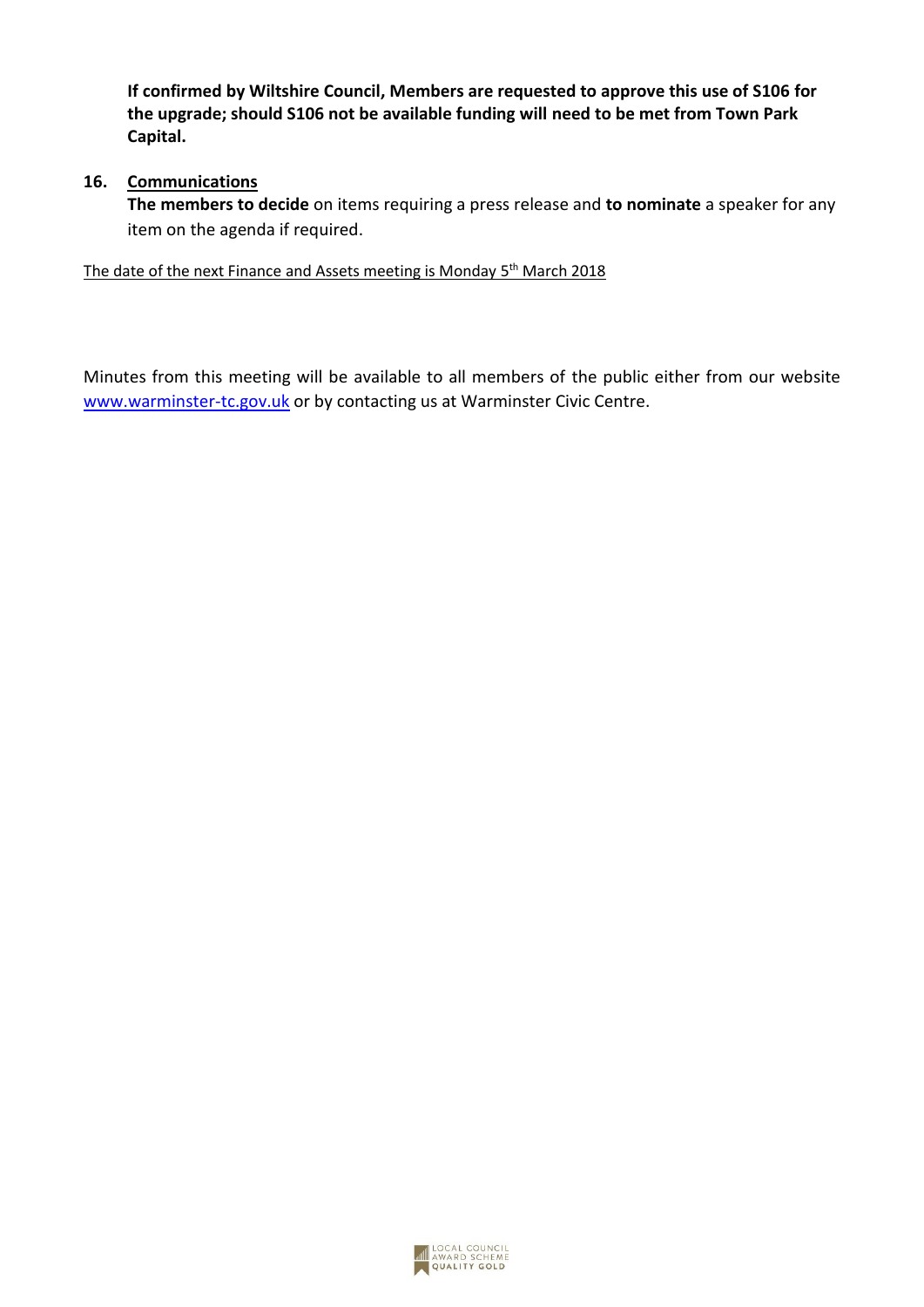**If confirmed by Wiltshire Council, Members are requested to approve this use of S106 for the upgrade; should S106 not be available funding will need to be met from Town Park Capital.**

16. **Communications**

    **The members to decide** on items requiring a press release and **to nominate** a speaker for any item on the agenda if required.

The date of the next Finance and Assets meeting is Monday 5th March 2018

Minutes from this meeting will be available to all members of the public either from our website www.warminster-tc.gov.uk or by contacting us at Warminster Civic Centre.